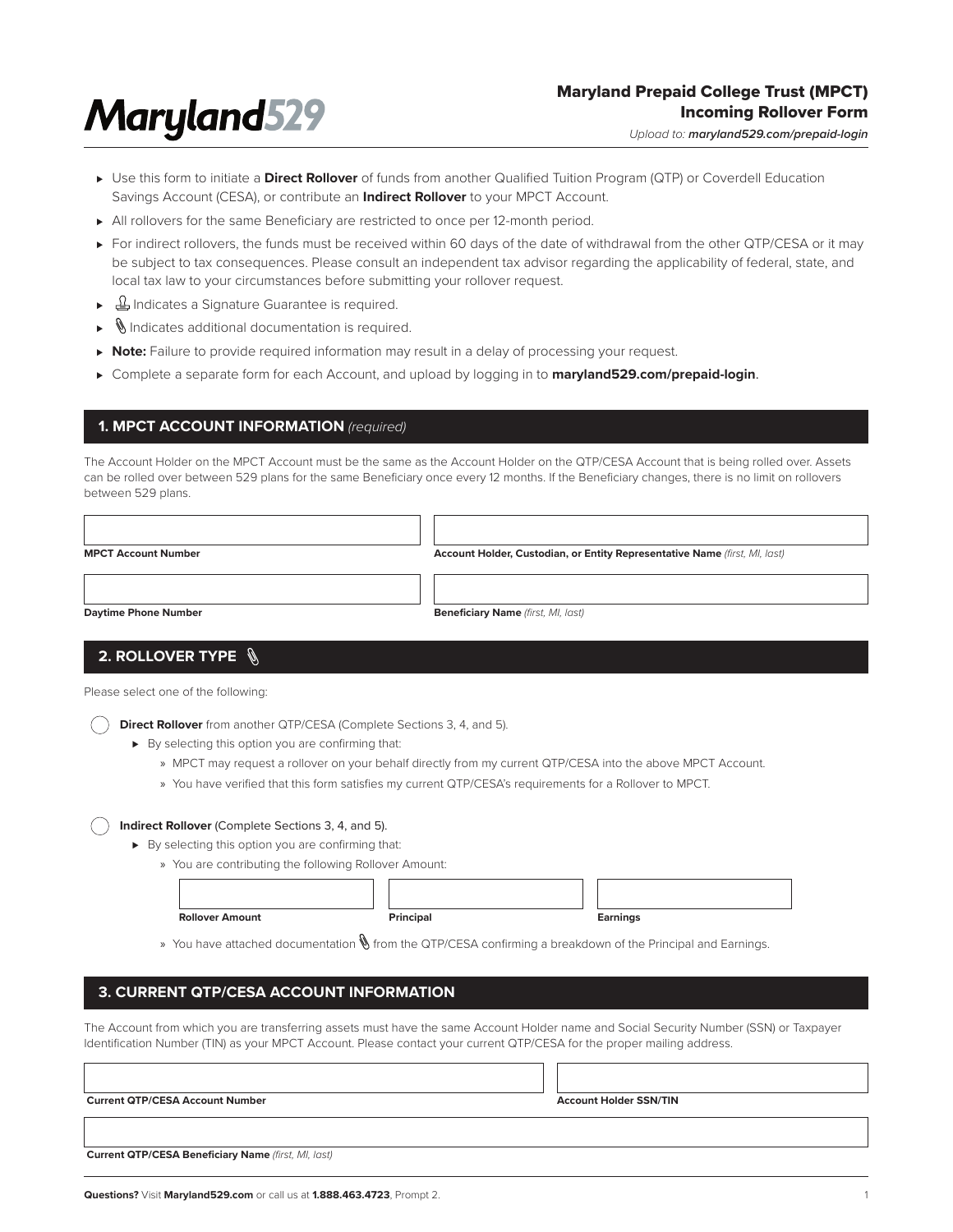# Maryland529

## Maryland Prepaid College Trust (MPCT) Incoming Rollover Form

*Upload to: **maryland529.com/prepaid-login***

- Use this form to initiate a **Direct Rollover** of funds from another Qualified Tuition Program (QTP) or Coverdell Education Savings Account (CESA), or contribute an **Indirect Rollover** to your MPCT Account.
- All rollovers for the same Beneficiary are restricted to once per 12-month period.
- For indirect rollovers, the funds must be received within 60 days of the date of withdrawal from the other QTP/CESA or it may be subject to tax consequences. Please consult an independent tax advisor regarding the applicability of federal, state, and local tax law to your circumstances before submitting your rollover request.
- Indicates a Signature Guarantee is required.
- Indicates additional documentation is required.
- **Note:** Failure to provide required information may result in a delay of processing your request.
- Complete a separate form for each Account, and upload by logging in to **maryland529.com/prepaid-login**.

## 1. MPCT ACCOUNT INFORMATION *(required)*

The Account Holder on the MPCT Account must be the same as the Account Holder on the QTP/CESA Account that is being rolled over. Assets can be rolled over between 529 plans for the same Beneficiary once every 12 months. If the Beneficiary changes, there is no limit on rollovers between 529 plans.

**MPCT Account Number** ____________________

**Account Holder, Custodian, or Entity Representative Name** *(first, MI, last)* ____________________

**Daytime Phone Number** ____________________

**Beneficiary Name** *(first, MI, last)* ____________________

## 2. ROLLOVER TYPE

Please select one of the following:

○ **Direct Rollover** from another QTP/CESA (Complete Sections 3, 4, and 5).

- By selecting this option you are confirming that:
  - MPCT may request a rollover on your behalf directly from my current QTP/CESA into the above MPCT Account.
  - You have verified that this form satisfies my current QTP/CESA's requirements for a Rollover to MPCT.

○ **Indirect Rollover** (Complete Sections 3, 4, and 5).

- By selecting this option you are confirming that:
  - You are contributing the following Rollover Amount:

**Rollover Amount** ____________________ **Principal** ____________________ **Earnings** ____________________

  - You have attached documentation from the QTP/CESA confirming a breakdown of the Principal and Earnings.

## 3. CURRENT QTP/CESA ACCOUNT INFORMATION

The Account from which you are transferring assets must have the same Account Holder name and Social Security Number (SSN) or Taxpayer Identification Number (TIN) as your MPCT Account. Please contact your current QTP/CESA for the proper mailing address.

**Current QTP/CESA Account Number** ____________________

**Account Holder SSN/TIN** ____________________

**Current QTP/CESA Beneficiary Name** *(first, MI, last)* ____________________

**Questions?** Visit **Maryland529.com** or call us at **1.888.463.4723**, Prompt 2.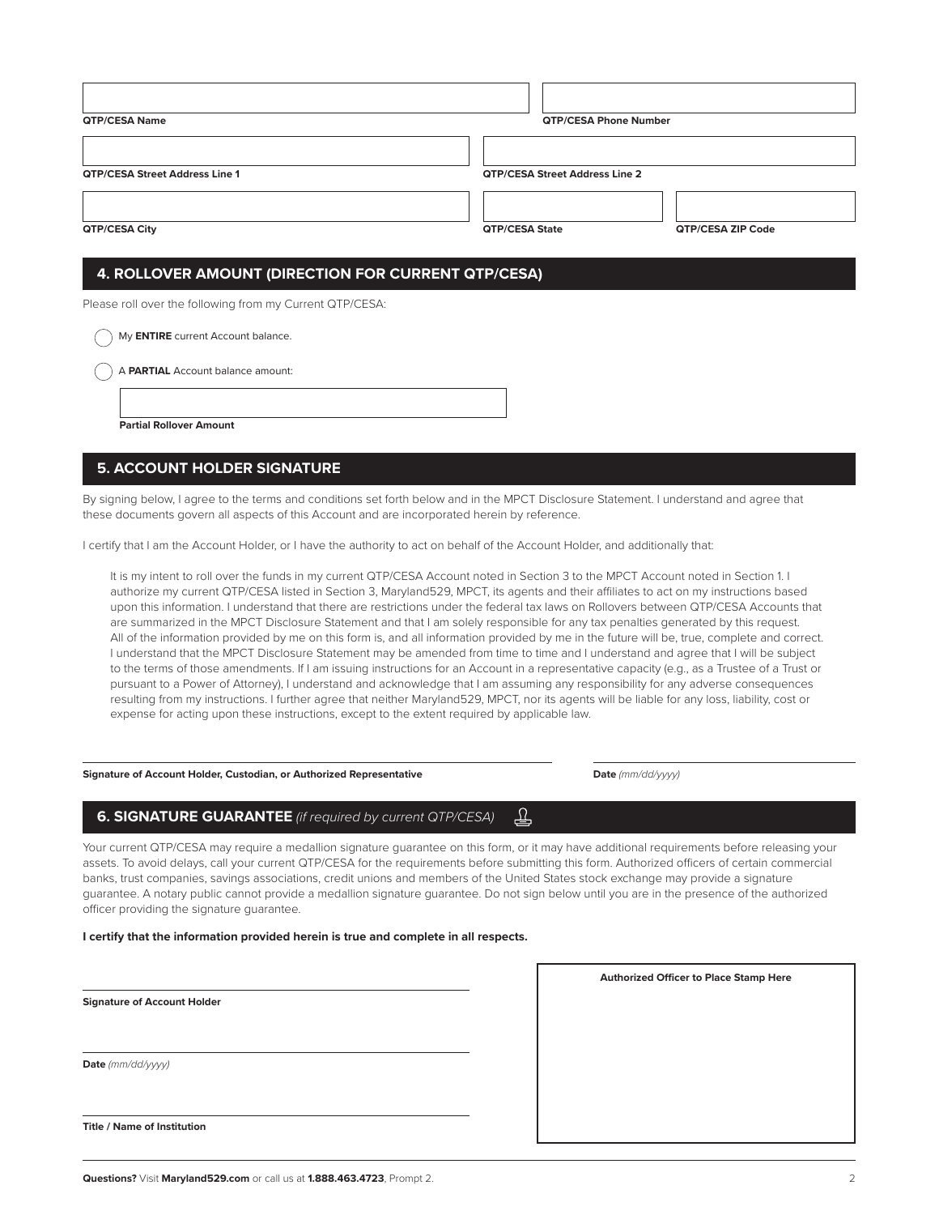QTP/CESA Name

QTP/CESA Phone Number

QTP/CESA Street Address Line 1

QTP/CESA Street Address Line 2

QTP/CESA City

QTP/CESA State

QTP/CESA ZIP Code

## 4. ROLLOVER AMOUNT (DIRECTION FOR CURRENT QTP/CESA)

Please roll over the following from my Current QTP/CESA:

- ◯ My **ENTIRE** current Account balance.
- ◯ A **PARTIAL** Account balance amount:

**Partial Rollover Amount**

## 5. ACCOUNT HOLDER SIGNATURE

By signing below, I agree to the terms and conditions set forth below and in the MPCT Disclosure Statement. I understand and agree that these documents govern all aspects of this Account and are incorporated herein by reference.

I certify that I am the Account Holder, or I have the authority to act on behalf of the Account Holder, and additionally that:

> It is my intent to roll over the funds in my current QTP/CESA Account noted in Section 3 to the MPCT Account noted in Section 1. I authorize my current QTP/CESA listed in Section 3, Maryland529, MPCT, its agents and their affiliates to act on my instructions based upon this information. I understand that there are restrictions under the federal tax laws on Rollovers between QTP/CESA Accounts that are summarized in the MPCT Disclosure Statement and that I am solely responsible for any tax penalties generated by this request. All of the information provided by me on this form is, and all information provided by me in the future will be, true, complete and correct. I understand that the MPCT Disclosure Statement may be amended from time to time and I understand and agree that I will be subject to the terms of those amendments. If I am issuing instructions for an Account in a representative capacity (e.g., as a Trustee of a Trust or pursuant to a Power of Attorney), I understand and acknowledge that I am assuming any responsibility for any adverse consequences resulting from my instructions. I further agree that neither Maryland529, MPCT, nor its agents will be liable for any loss, liability, cost or expense for acting upon these instructions, except to the extent required by applicable law.

**Signature of Account Holder, Custodian, or Authorized Representative**

**Date** *(mm/dd/yyyy)*

## 6. SIGNATURE GUARANTEE *(if required by current QTP/CESA)*

Your current QTP/CESA may require a medallion signature guarantee on this form, or it may have additional requirements before releasing your assets. To avoid delays, call your current QTP/CESA for the requirements before submitting this form. Authorized officers of certain commercial banks, trust companies, savings associations, credit unions and members of the United States stock exchange may provide a signature guarantee. A notary public cannot provide a medallion signature guarantee. Do not sign below until you are in the presence of the authorized officer providing the signature guarantee.

**I certify that the information provided herein is true and complete in all respects.**

**Signature of Account Holder**

**Date** *(mm/dd/yyyy)*

**Title / Name of Institution**

**Authorized Officer to Place Stamp Here**

**Questions?** Visit **Maryland529.com** or call us at **1.888.463.4723**, Prompt 2.